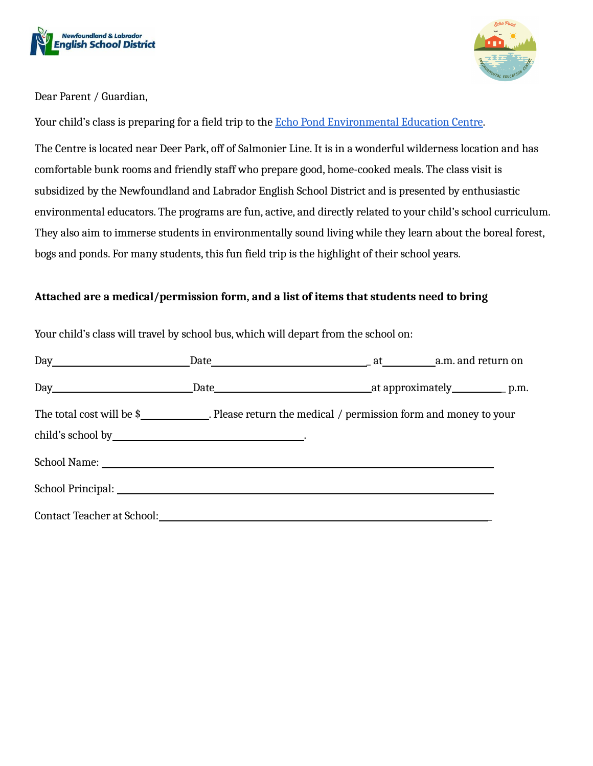Dear Parent / Guardian,

Your child's class is preparing for a field trip to the Echo Pond Environmental Education Centre.

The Centre is located near Deer Park, off of Salmonier Line. It is in a wonderful wilderness location and has comfortable bunk rooms and friendly staff who prepare good, home-cooked meals. The class visit is subsidized by the Newfoundland and Labrador English School District and is presented by enthusiastic environmental educators. The programs are fun, active, and directly related to your child's school curriculum. They also aim to immerse students in environmentally sound living while they learn about the boreal forest, bogs and ponds. For many students, this fun field trip is the highlight of their school years.

**Attached are a medical/permission form, and a list of items that students need to bring**

Your child's class will travel by school bus, which will depart from the school on:

Day\_\_\_\_\_\_\_\_\_\_\_\_\_\_\_\_\_\_\_\_ Date\_\_\_\_\_\_\_\_\_\_\_\_\_\_\_\_\_\_\_\_\_\_\_ at\_\_\_\_\_\_\_\_ a.m. and return on

Day\_\_\_\_\_\_\_\_\_\_\_\_\_\_\_\_\_\_\_\_ Date\_\_\_\_\_\_\_\_\_\_\_\_\_\_\_\_\_\_\_\_\_\_\_ at approximately\_\_\_\_\_\_\_\_ p.m.

The total cost will be $\_\_\_\_\_\_\_\_\_\_. Please return the medical / permission form and money to your child's school by\_\_\_\_\_\_\_\_\_\_\_\_\_\_\_\_\_\_\_\_\_\_\_\_\_\_\_\_.

School Name: \_\_\_\_\_\_\_\_\_\_\_\_\_\_\_\_\_\_\_\_\_\_\_\_\_\_\_\_\_\_\_\_\_\_\_\_\_\_\_\_\_\_\_\_\_\_\_\_\_\_\_\_\_\_

School Principal: \_\_\_\_\_\_\_\_\_\_\_\_\_\_\_\_\_\_\_\_\_\_\_\_\_\_\_\_\_\_\_\_\_\_\_\_\_\_\_\_\_\_\_\_\_\_\_\_\_\_\_\_

Contact Teacher at School:\_\_\_\_\_\_\_\_\_\_\_\_\_\_\_\_\_\_\_\_\_\_\_\_\_\_\_\_\_\_\_\_\_\_\_\_\_\_\_\_\_\_\_\_\_\_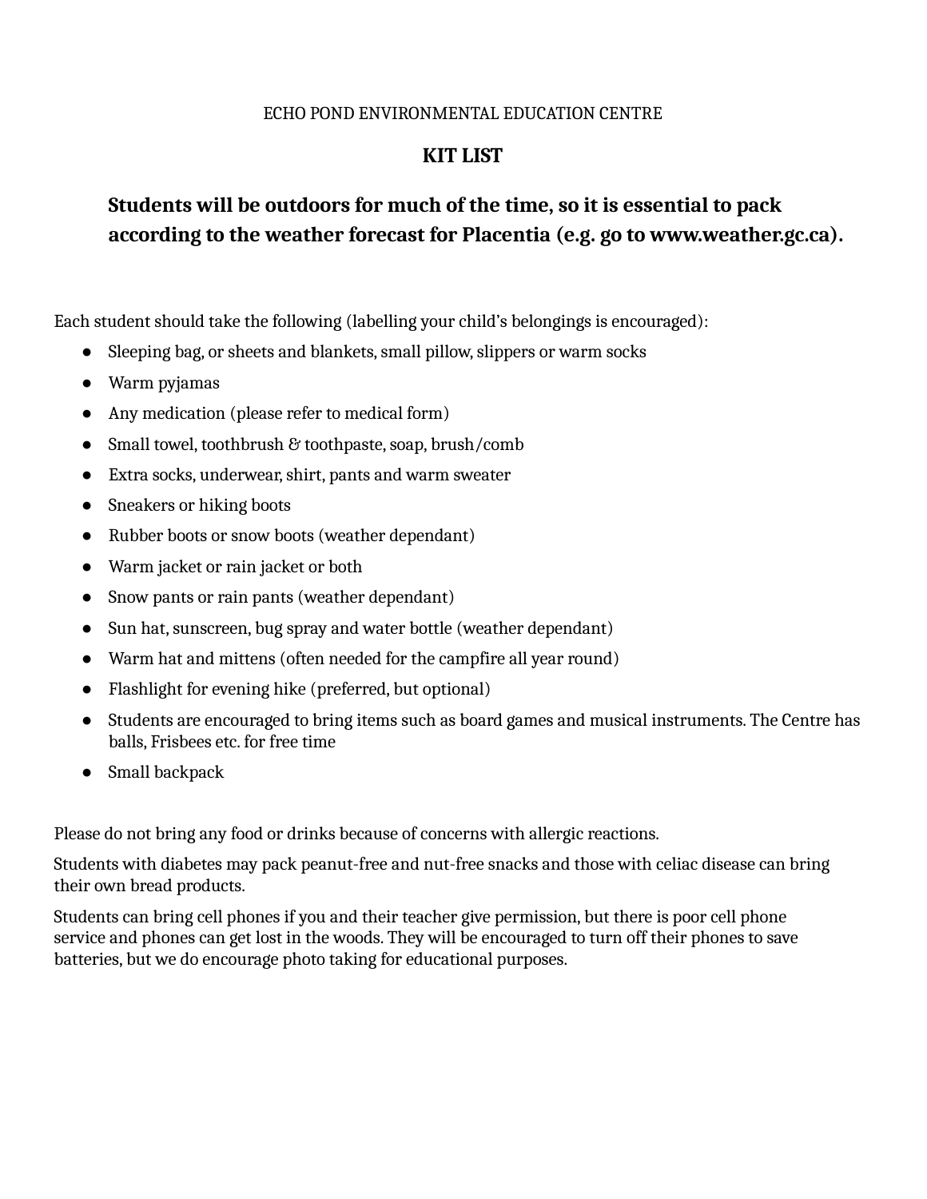ECHO POND ENVIRONMENTAL EDUCATION CENTRE

# KIT LIST

**Students will be outdoors for much of the time, so it is essential to pack according to the weather forecast for Placentia (e.g. go to www.weather.gc.ca).**

Each student should take the following (labelling your child's belongings is encouraged):

- Sleeping bag, or sheets and blankets, small pillow, slippers or warm socks
- Warm pyjamas
- Any medication (please refer to medical form)
- Small towel, toothbrush & toothpaste, soap, brush/comb
- Extra socks, underwear, shirt, pants and warm sweater
- Sneakers or hiking boots
- Rubber boots or snow boots (weather dependant)
- Warm jacket or rain jacket or both
- Snow pants or rain pants (weather dependant)
- Sun hat, sunscreen, bug spray and water bottle (weather dependant)
- Warm hat and mittens (often needed for the campfire all year round)
- Flashlight for evening hike (preferred, but optional)
- Students are encouraged to bring items such as board games and musical instruments. The Centre has balls, Frisbees etc. for free time
- Small backpack

Please do not bring any food or drinks because of concerns with allergic reactions.

Students with diabetes may pack peanut-free and nut-free snacks and those with celiac disease can bring their own bread products.

Students can bring cell phones if you and their teacher give permission, but there is poor cell phone service and phones can get lost in the woods. They will be encouraged to turn off their phones to save batteries, but we do encourage photo taking for educational purposes.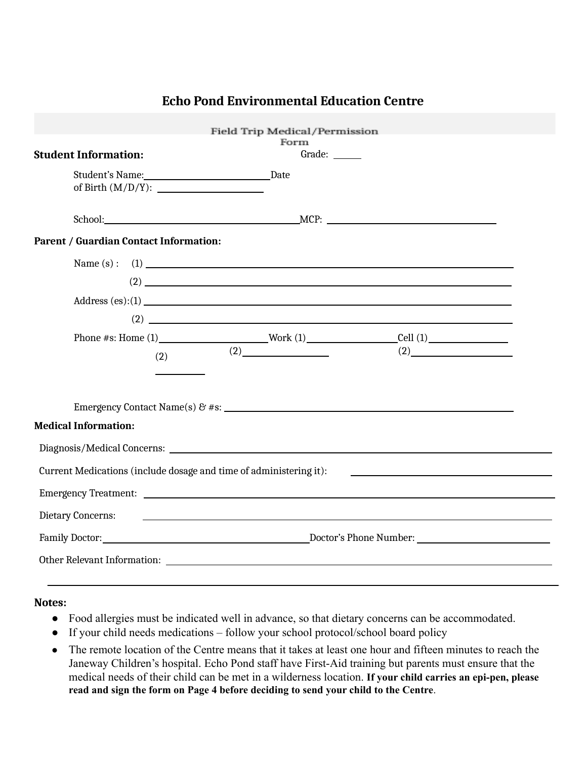# Echo Pond Environmental Education Centre

## Field Trip Medical/Permission Form

**Student Information:** Grade: ______

Student's Name:____________________________ Date of Birth (M/D/Y): ______________________

School:__________________________________________ MCP: ____________________________________

**Parent / Guardian Contact Information:**

Name (s) : (1) ____________________________________________________________

(2) ____________________________________________________________

Address (es):(1) ____________________________________________________________

(2) ____________________________________________________________

Phone #s: Home (1)______________________ Work (1)____________________ Cell (1)________________

(2) __________ (2)________________ (2)____________________

Emergency Contact Name(s) & #s: ____________________________________________________________

**Medical Information:**

Diagnosis/Medical Concerns: ____________________________________________________________

Current Medications (include dosage and time of administering it): ______________________________

Emergency Treatment: ____________________________________________________________

Dietary Concerns: ____________________________________________________________

Family Doctor:__________________________________________ Doctor's Phone Number: ____________________________

Other Relevant Information: ____________________________________________________________

____________________________________________________________

**Notes:**

- Food allergies must be indicated well in advance, so that dietary concerns can be accommodated.
- If your child needs medications – follow your school protocol/school board policy
- The remote location of the Centre means that it takes at least one hour and fifteen minutes to reach the Janeway Children's hospital. Echo Pond staff have First-Aid training but parents must ensure that the medical needs of their child can be met in a wilderness location. **If your child carries an epi-pen, please read and sign the form on Page 4 before deciding to send your child to the Centre**.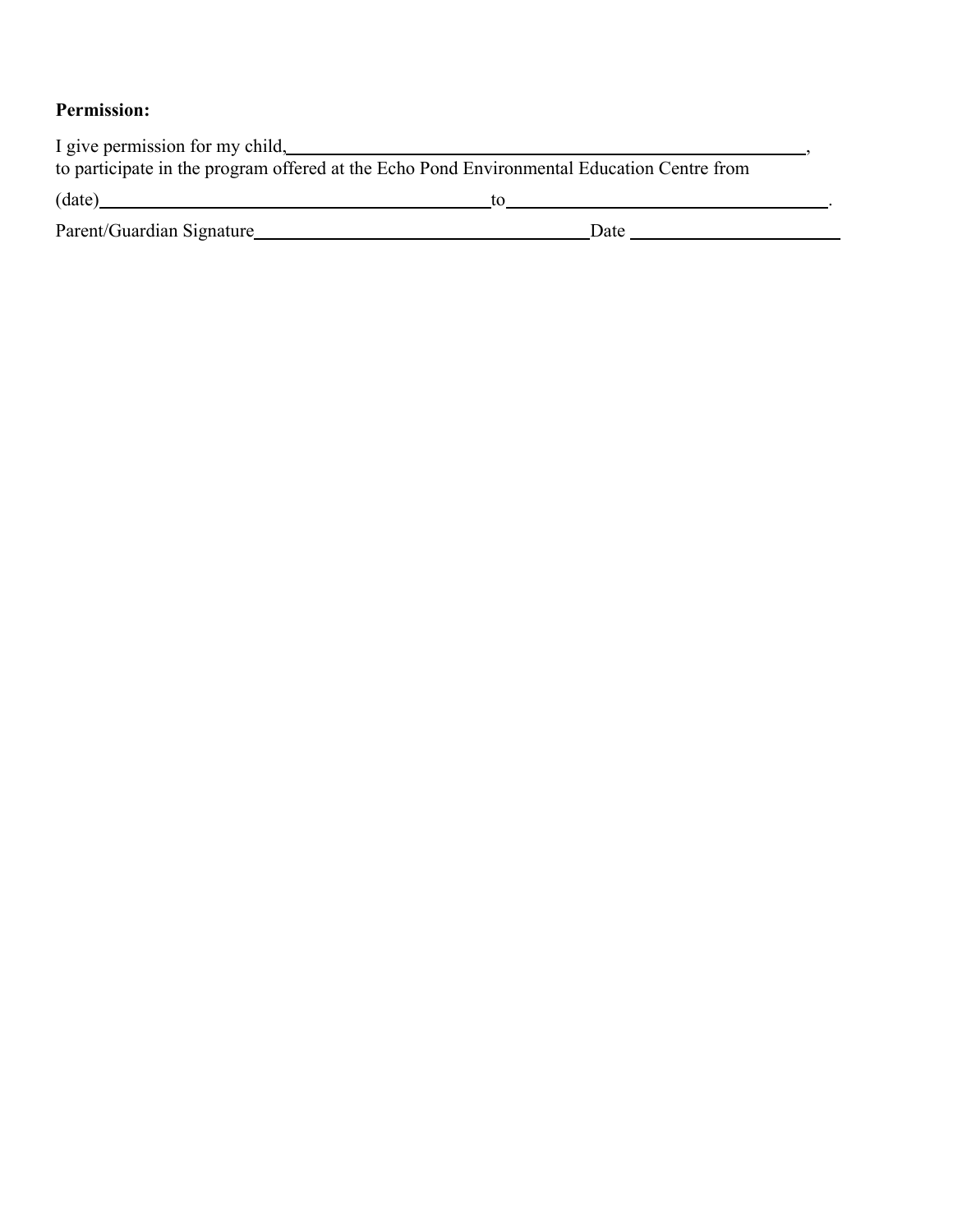**Permission:**

I give permission for my child, \_\_\_\_\_\_\_\_\_\_\_\_\_\_\_\_\_\_\_\_\_\_\_\_\_\_\_\_\_\_\_\_\_\_\_\_\_\_\_\_\_\_\_\_\_\_\_\_\_\_\_\_\_\_,
to participate in the program offered at the Echo Pond Environmental Education Centre from

(date)\_\_\_\_\_\_\_\_\_\_\_\_\_\_\_\_\_\_\_\_\_\_\_\_\_\_\_\_\_\_\_\_\_\_\_\_\_\_\_\_to\_\_\_\_\_\_\_\_\_\_\_\_\_\_\_\_\_\_\_\_\_\_\_\_\_\_\_\_\_\_\_\_\_\_\_\_\_\_.

Parent/Guardian Signature\_\_\_\_\_\_\_\_\_\_\_\_\_\_\_\_\_\_\_\_\_\_\_\_\_\_\_\_\_\_\_\_\_\_\_\_Date \_\_\_\_\_\_\_\_\_\_\_\_\_\_\_\_\_\_\_\_\_\_\_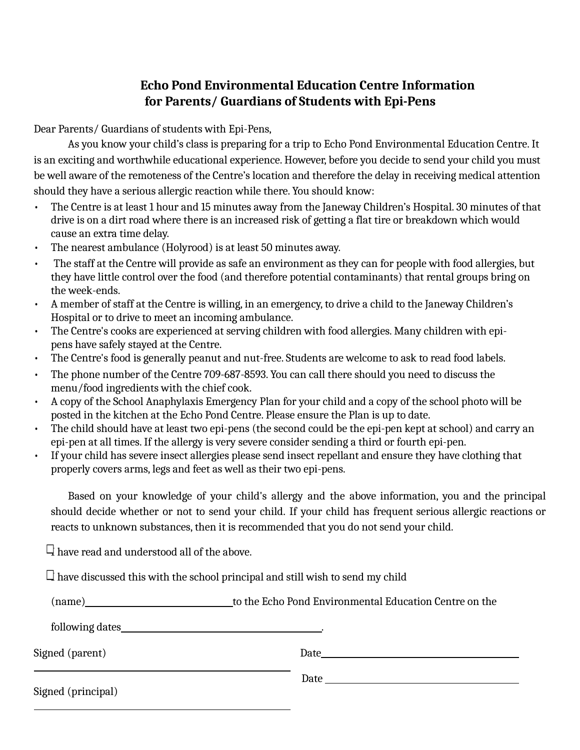## Echo Pond Environmental Education Centre Information for Parents/ Guardians of Students with Epi-Pens

Dear Parents/ Guardians of students with Epi-Pens,

As you know your child's class is preparing for a trip to Echo Pond Environmental Education Centre. It is an exciting and worthwhile educational experience. However, before you decide to send your child you must be well aware of the remoteness of the Centre's location and therefore the delay in receiving medical attention should they have a serious allergic reaction while there. You should know:

- The Centre is at least 1 hour and 15 minutes away from the Janeway Children's Hospital. 30 minutes of that drive is on a dirt road where there is an increased risk of getting a flat tire or breakdown which would cause an extra time delay.
- The nearest ambulance (Holyrood) is at least 50 minutes away.
- The staff at the Centre will provide as safe an environment as they can for people with food allergies, but they have little control over the food (and therefore potential contaminants) that rental groups bring on the week-ends.
- A member of staff at the Centre is willing, in an emergency, to drive a child to the Janeway Children's Hospital or to drive to meet an incoming ambulance.
- The Centre's cooks are experienced at serving children with food allergies. Many children with epi-pens have safely stayed at the Centre.
- The Centre's food is generally peanut and nut-free. Students are welcome to ask to read food labels.
- The phone number of the Centre 709-687-8593. You can call there should you need to discuss the menu/food ingredients with the chief cook.
- A copy of the School Anaphylaxis Emergency Plan for your child and a copy of the school photo will be posted in the kitchen at the Echo Pond Centre. Please ensure the Plan is up to date.
- The child should have at least two epi-pens (the second could be the epi-pen kept at school) and carry an epi-pen at all times. If the allergy is very severe consider sending a third or fourth epi-pen.
- If your child has severe insect allergies please send insect repellant and ensure they have clothing that properly covers arms, legs and feet as well as their two epi-pens.

Based on your knowledge of your child's allergy and the above information, you and the principal should decide whether or not to send your child. If your child has frequent serious allergic reactions or reacts to unknown substances, then it is recommended that you do not send your child.

☐ I have read and understood all of the above.

☐ I have discussed this with the school principal and still wish to send my child

(name)______________________________to the Echo Pond Environmental Education Centre on the

following dates________________________________________.

Signed (parent) ______________________________________ Date________________________________________

Signed (principal) ______________________________________ Date ________________________________________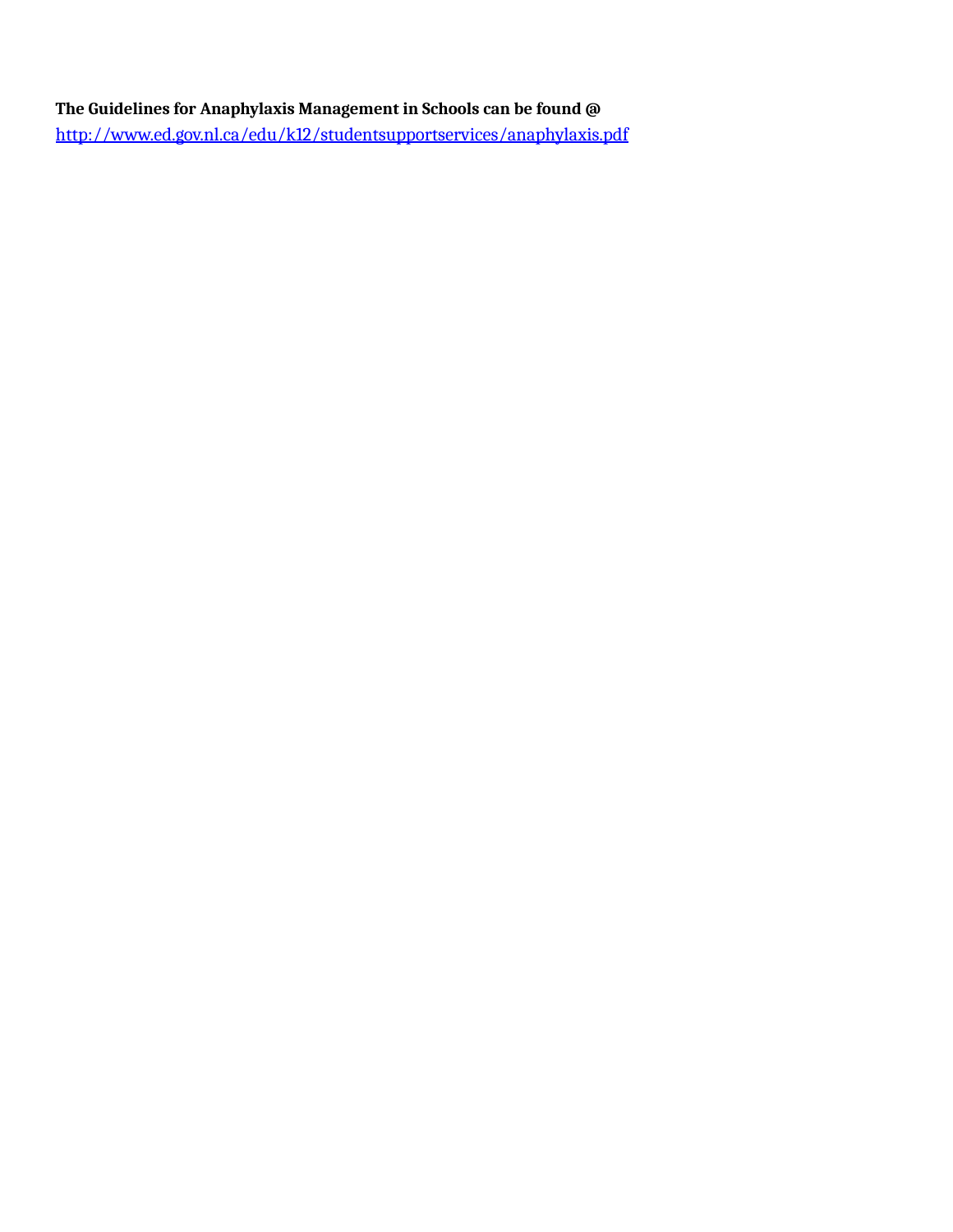**The Guidelines for Anaphylaxis Management in Schools can be found @**
http://www.ed.gov.nl.ca/edu/k12/studentsupportservices/anaphylaxis.pdf